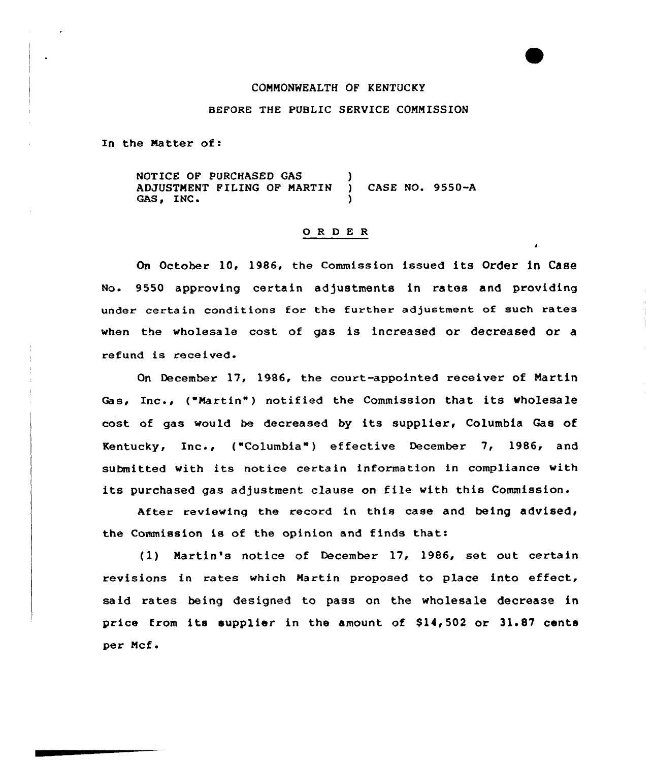COMMONWEALTH OF KENTUCKY

BEFORE THE PUBLIC SERVICE COMMISSION

In the Matter of:

NOTICE OF PURCHASED GAS ADJUSTMENT FILING OF MARTIN GAS, INC. ) CASE NO. 9550-A

## ORDER

On October 10, 1986, the Commission issued its Order in Case No. 9550 approving certain adjustments in rates and providing under certain conditions for the further adjustment of such rates when the wholesale cost of gas is increased or decreased or a refund is received.

On December 17, 1986, the court-appointed receiver of Martin Gas, Inc., ("Martin") notified the Commission that its wholesale cost of gas would be decreased by its supplier, Columbia Gas of Kentucky, Inc., ("Columbia") effective December 7, 1986, and submitted with its notice certain information in compliance with its purchased gas adjustment clause on file with this Commission.

After reviewing the record in this case and being advised, the Commission is of the opinion and finds that:

(1) Martin's notice of December 17, 1986, set out certain revisions in rates which Martin proposed to place into effect, said rates being designed to pass on the wholesale decrease in price from its supplier in the amount of $14,502 or 31.87 cents per Mcf.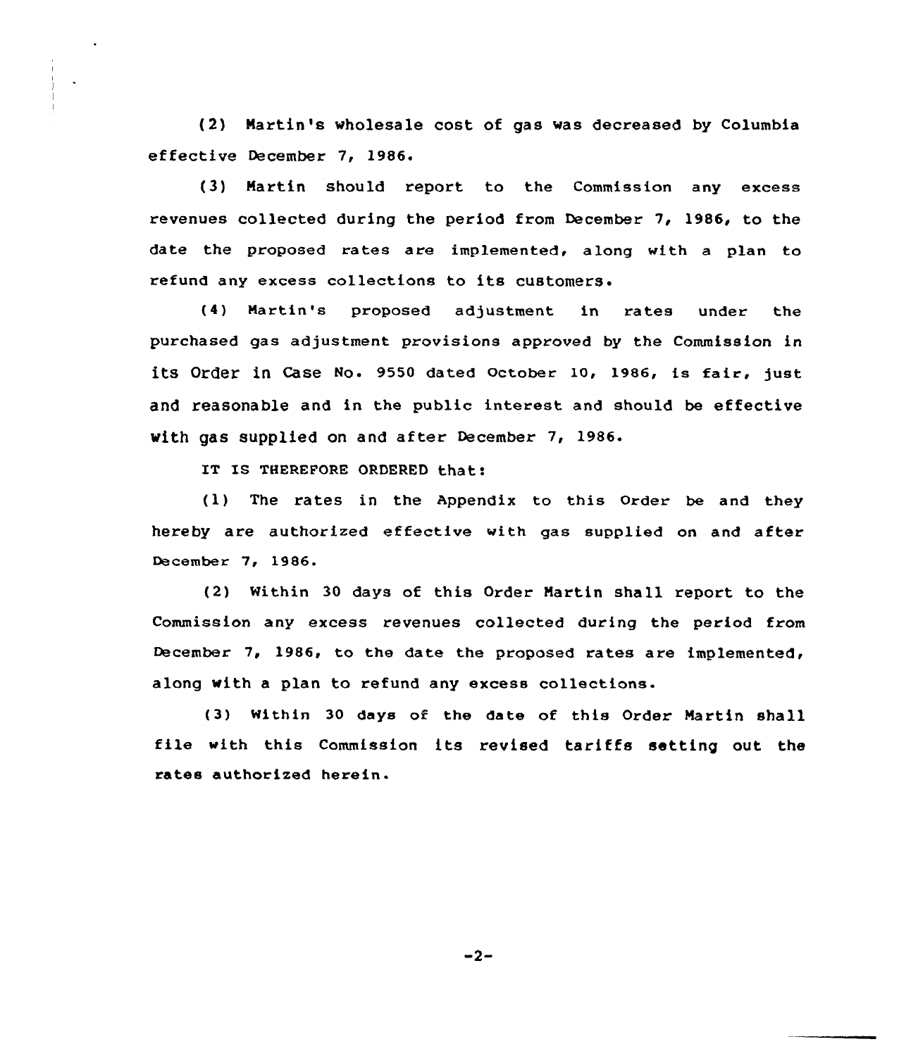(2) Martin's wholesale cost of gas was decreased by Columbia effective December 7, 1986.

(3) Martin should report to the Commission any excess revenues collected during the period from December 7, 1986, to the date the proposed rates are implemented, along with a plan to refund any excess collections to its customers.

(4) Martin's proposed adjustment in rates under the purchased gas adjustment provisions approved by the Commission in its Order in Case No. 9550 dated October 10, 1986, is fair, just and reasonable and in the public interest and should be effective with gas supplied on and after December 7, 1986.

IT IS THEREFORE ORDERED that:

(1) The rates in the Appendix to this Order be and they hereby are authorized effective with gas supplied on and after December 7, 1986.

(2) Within 30 days of this Order Martin shall report to the Commission any excess revenues collected during the period from December 7, 1986, to the date the proposed rates are implemented, along with a plan to refund any excess collections.

(3) Within 30 days of the date of this Order Martin shall file with this Commission its revised tariffs setting out the rates authorized herein.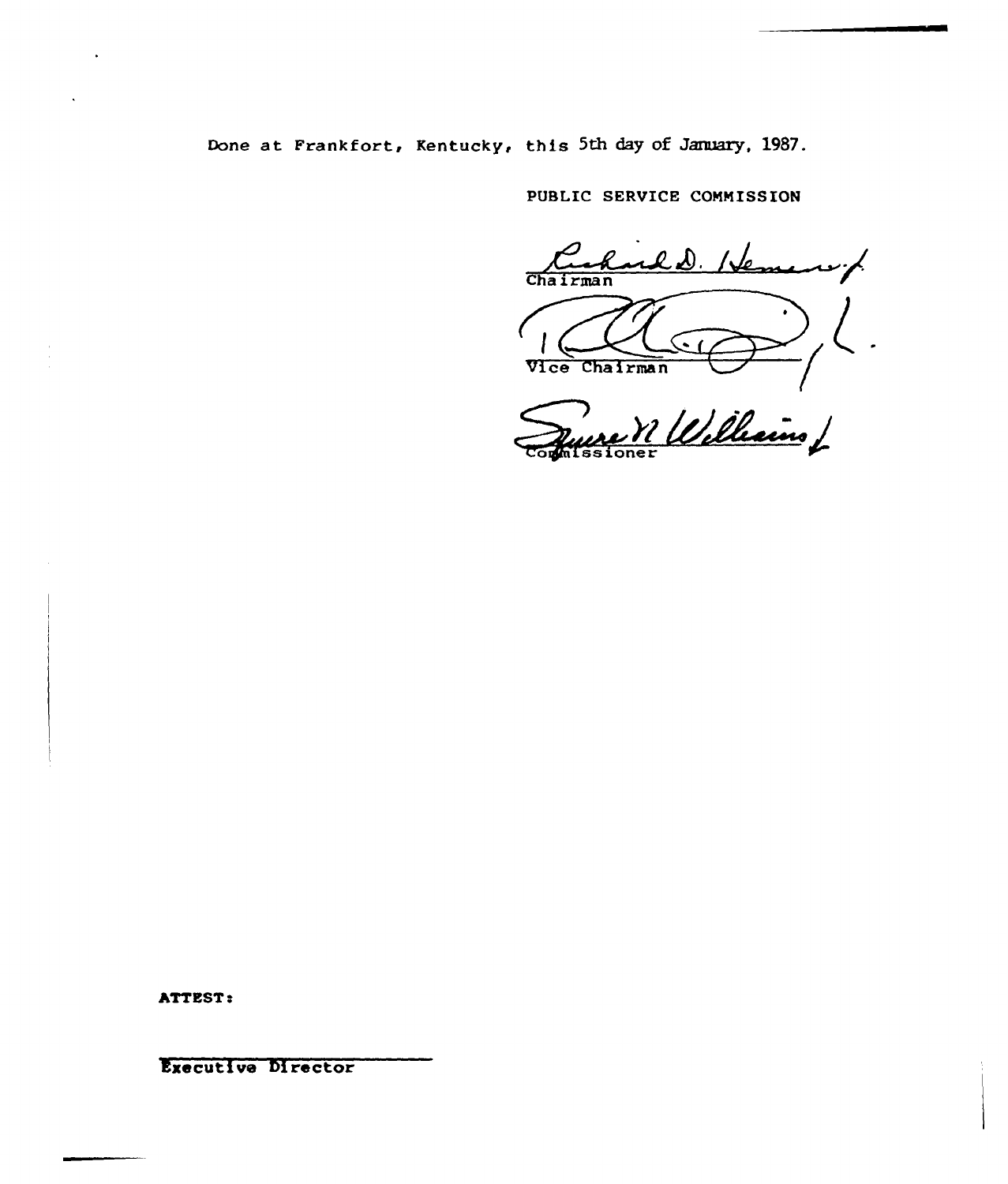Done at Frankfort, Kentucky, this 5th day of January, 1987.

PUBLIC SERVICE COMMISSION

Richard D. Hemenway

Chairman

Vice Chairman

Commissioner

ATTEST:

Executive Director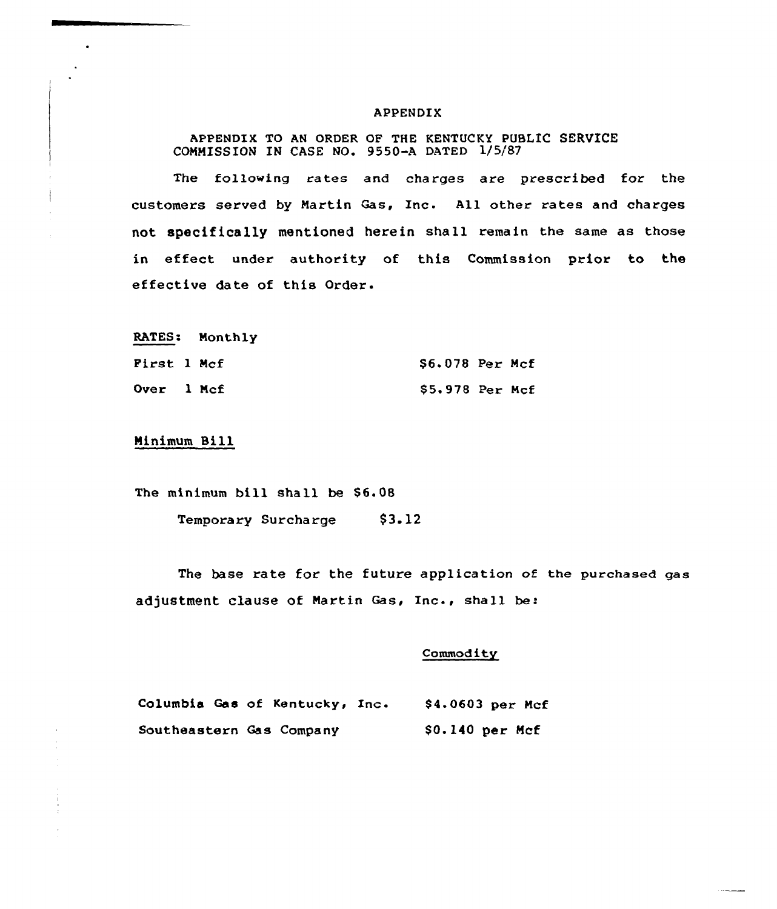# APPENDIX

APPENDIX TO AN ORDER OF THE KENTUCKY PUBLIC SERVICE COMMISSION IN CASE NO. 9550-A DATED 1/5/87

The following rates and charges are prescribed for the customers served by Martin Gas, Inc. All other rates and charges not specifically mentioned herein shall remain the same as those in effect under authority of this Commission prior to the effective date of this Order.

RATES: Monthly

| | |
|---|---|
| First 1 Mcf | $6.078 Per Mcf |
| Over 1 Mcf | $5.978 Per Mcf |

Minimum Bill

The minimum bill shall be $6.08

Temporary Surcharge $3.12

The base rate for the future application of the purchased gas adjustment clause of Martin Gas, Inc., shall be:

| | Commodity |
|---|---|
| Columbia Gas of Kentucky, Inc. | $4.0603 per Mcf |
| Southeastern Gas Company | $0.140 per Mcf |